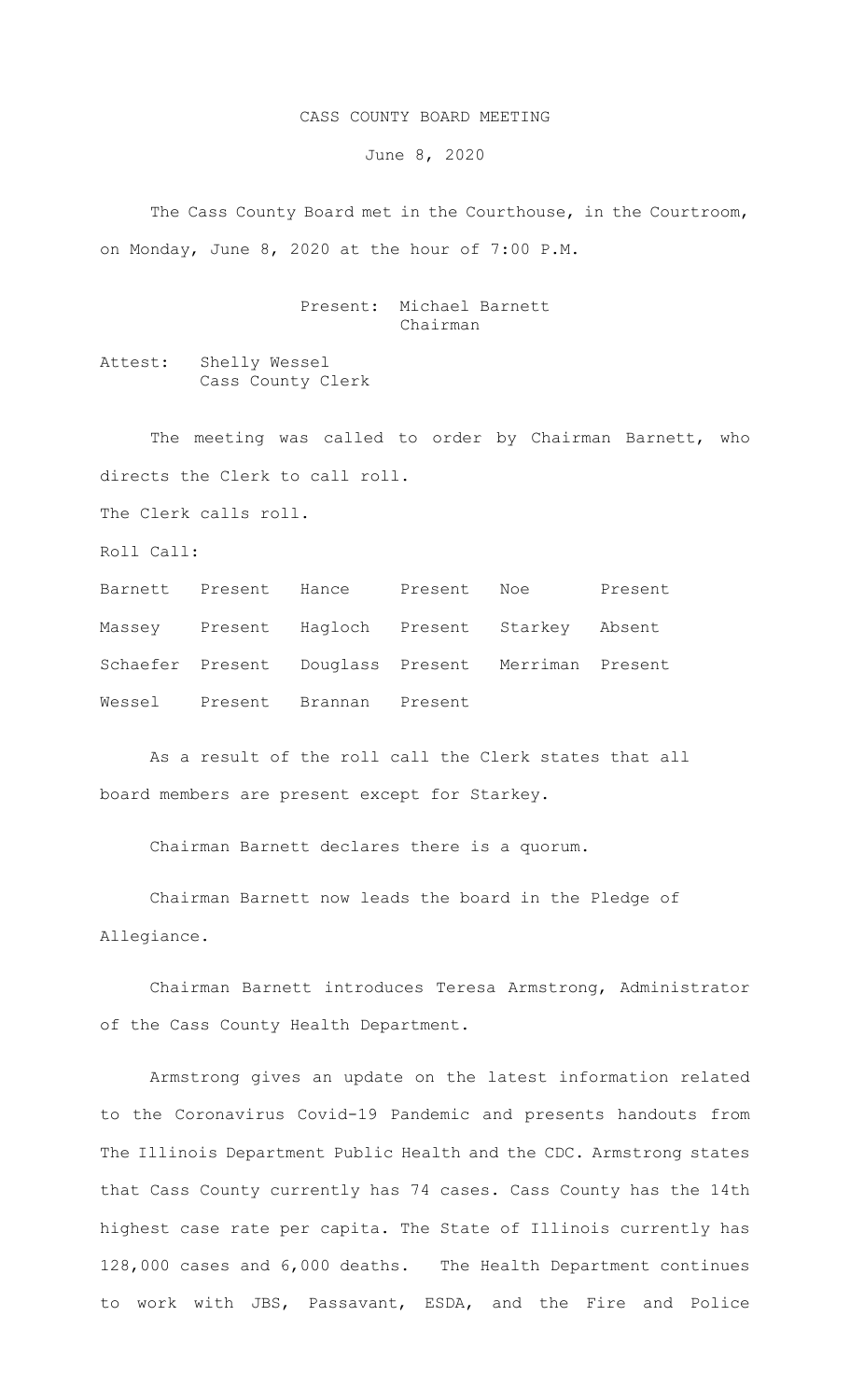# CASS COUNTY BOARD MEETING

June 8, 2020

The Cass County Board met in the Courthouse, in the Courtroom, on Monday, June 8, 2020 at the hour of 7:00 P.M.

Present: Michael Barnett
Chairman

Attest: Shelly Wessel
Cass County Clerk

The meeting was called to order by Chairman Barnett, who directs the Clerk to call roll.

The Clerk calls roll.

Roll Call:

| | | | | | |
|---|---|---|---|---|---|
| Barnett | Present | Hance | Present | Noe | Present |
| Massey | Present | Hagloch | Present | Starkey | Absent |
| Schaefer | Present | Douglass | Present | Merriman | Present |
| Wessel | Present | Brannan | Present | | |

As a result of the roll call the Clerk states that all board members are present except for Starkey.

Chairman Barnett declares there is a quorum.

Chairman Barnett now leads the board in the Pledge of Allegiance.

Chairman Barnett introduces Teresa Armstrong, Administrator of the Cass County Health Department.

Armstrong gives an update on the latest information related to the Coronavirus Covid-19 Pandemic and presents handouts from The Illinois Department Public Health and the CDC. Armstrong states that Cass County currently has 74 cases. Cass County has the 14th highest case rate per capita. The State of Illinois currently has 128,000 cases and 6,000 deaths. The Health Department continues to work with JBS, Passavant, ESDA, and the Fire and Police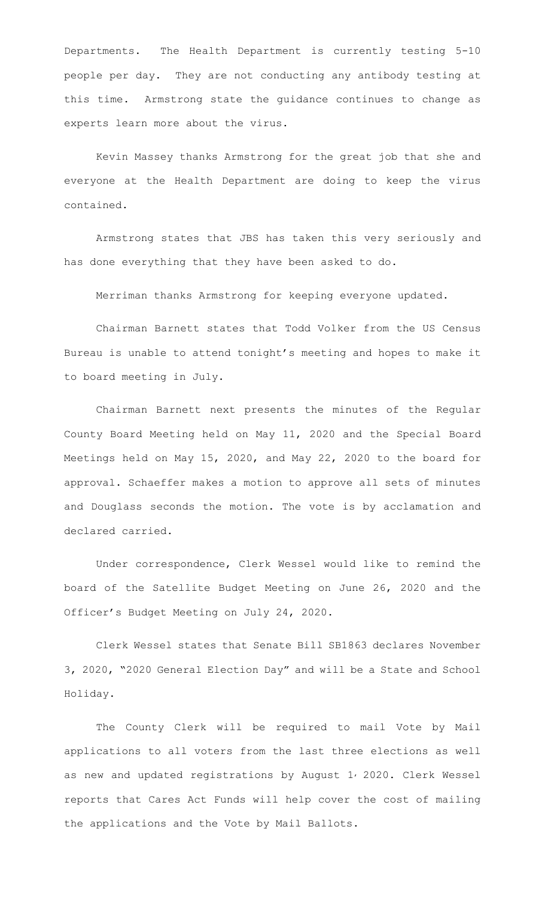Departments. The Health Department is currently testing 5-10 people per day. They are not conducting any antibody testing at this time. Armstrong state the guidance continues to change as experts learn more about the virus.

Kevin Massey thanks Armstrong for the great job that she and everyone at the Health Department are doing to keep the virus contained.

Armstrong states that JBS has taken this very seriously and has done everything that they have been asked to do.

Merriman thanks Armstrong for keeping everyone updated.

Chairman Barnett states that Todd Volker from the US Census Bureau is unable to attend tonight's meeting and hopes to make it to board meeting in July.

Chairman Barnett next presents the minutes of the Regular County Board Meeting held on May 11, 2020 and the Special Board Meetings held on May 15, 2020, and May 22, 2020 to the board for approval. Schaeffer makes a motion to approve all sets of minutes and Douglass seconds the motion. The vote is by acclamation and declared carried.

Under correspondence, Clerk Wessel would like to remind the board of the Satellite Budget Meeting on June 26, 2020 and the Officer's Budget Meeting on July 24, 2020.

Clerk Wessel states that Senate Bill SB1863 declares November 3, 2020, "2020 General Election Day" and will be a State and School Holiday.

The County Clerk will be required to mail Vote by Mail applications to all voters from the last three elections as well as new and updated registrations by August 1, 2020. Clerk Wessel reports that Cares Act Funds will help cover the cost of mailing the applications and the Vote by Mail Ballots.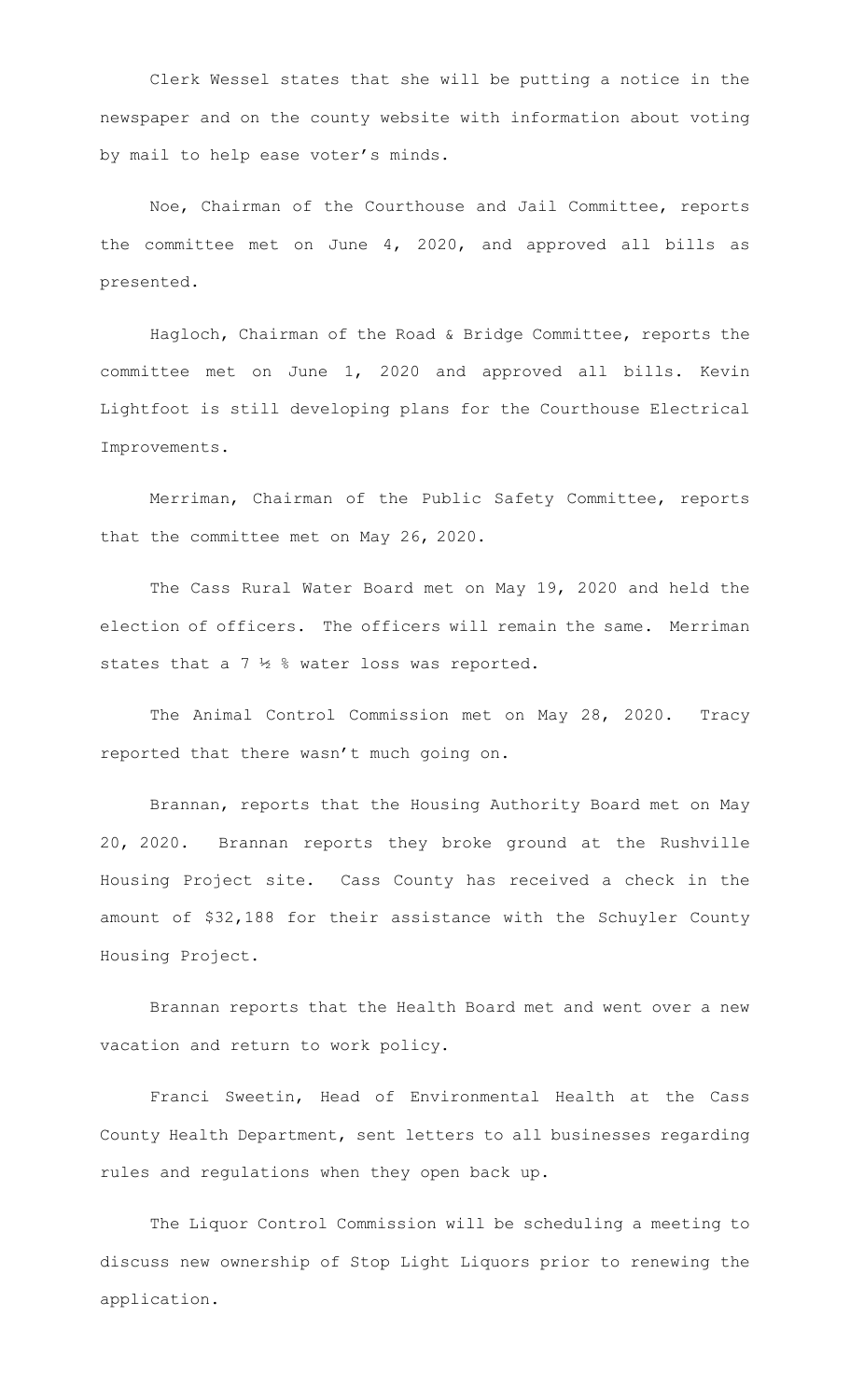Clerk Wessel states that she will be putting a notice in the newspaper and on the county website with information about voting by mail to help ease voter's minds.

Noe, Chairman of the Courthouse and Jail Committee, reports the committee met on June 4, 2020, and approved all bills as presented.

Hagloch, Chairman of the Road & Bridge Committee, reports the committee met on June 1, 2020 and approved all bills. Kevin Lightfoot is still developing plans for the Courthouse Electrical Improvements.

Merriman, Chairman of the Public Safety Committee, reports that the committee met on May 26, 2020.

The Cass Rural Water Board met on May 19, 2020 and held the election of officers. The officers will remain the same. Merriman states that a 7 ½ % water loss was reported.

The Animal Control Commission met on May 28, 2020. Tracy reported that there wasn't much going on.

Brannan, reports that the Housing Authority Board met on May 20, 2020. Brannan reports they broke ground at the Rushville Housing Project site. Cass County has received a check in the amount of $32,188 for their assistance with the Schuyler County Housing Project.

Brannan reports that the Health Board met and went over a new vacation and return to work policy.

Franci Sweetin, Head of Environmental Health at the Cass County Health Department, sent letters to all businesses regarding rules and regulations when they open back up.

The Liquor Control Commission will be scheduling a meeting to discuss new ownership of Stop Light Liquors prior to renewing the application.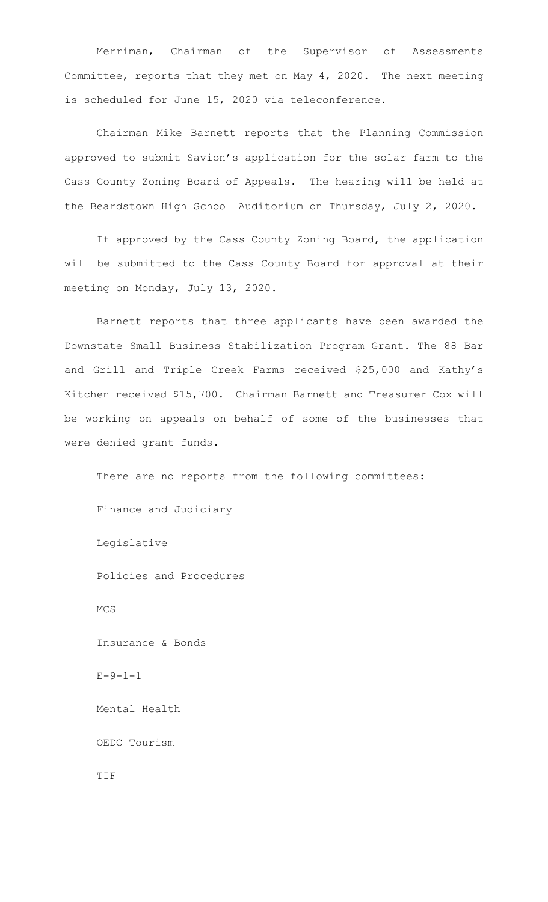Merriman, Chairman of the Supervisor of Assessments Committee, reports that they met on May 4, 2020. The next meeting is scheduled for June 15, 2020 via teleconference.

Chairman Mike Barnett reports that the Planning Commission approved to submit Savion's application for the solar farm to the Cass County Zoning Board of Appeals. The hearing will be held at the Beardstown High School Auditorium on Thursday, July 2, 2020.

If approved by the Cass County Zoning Board, the application will be submitted to the Cass County Board for approval at their meeting on Monday, July 13, 2020.

Barnett reports that three applicants have been awarded the Downstate Small Business Stabilization Program Grant. The 88 Bar and Grill and Triple Creek Farms received $25,000 and Kathy's Kitchen received $15,700. Chairman Barnett and Treasurer Cox will be working on appeals on behalf of some of the businesses that were denied grant funds.

There are no reports from the following committees:

Finance and Judiciary

Legislative

Policies and Procedures

MCS

Insurance & Bonds

E-9-1-1

Mental Health

OEDC Tourism

TIF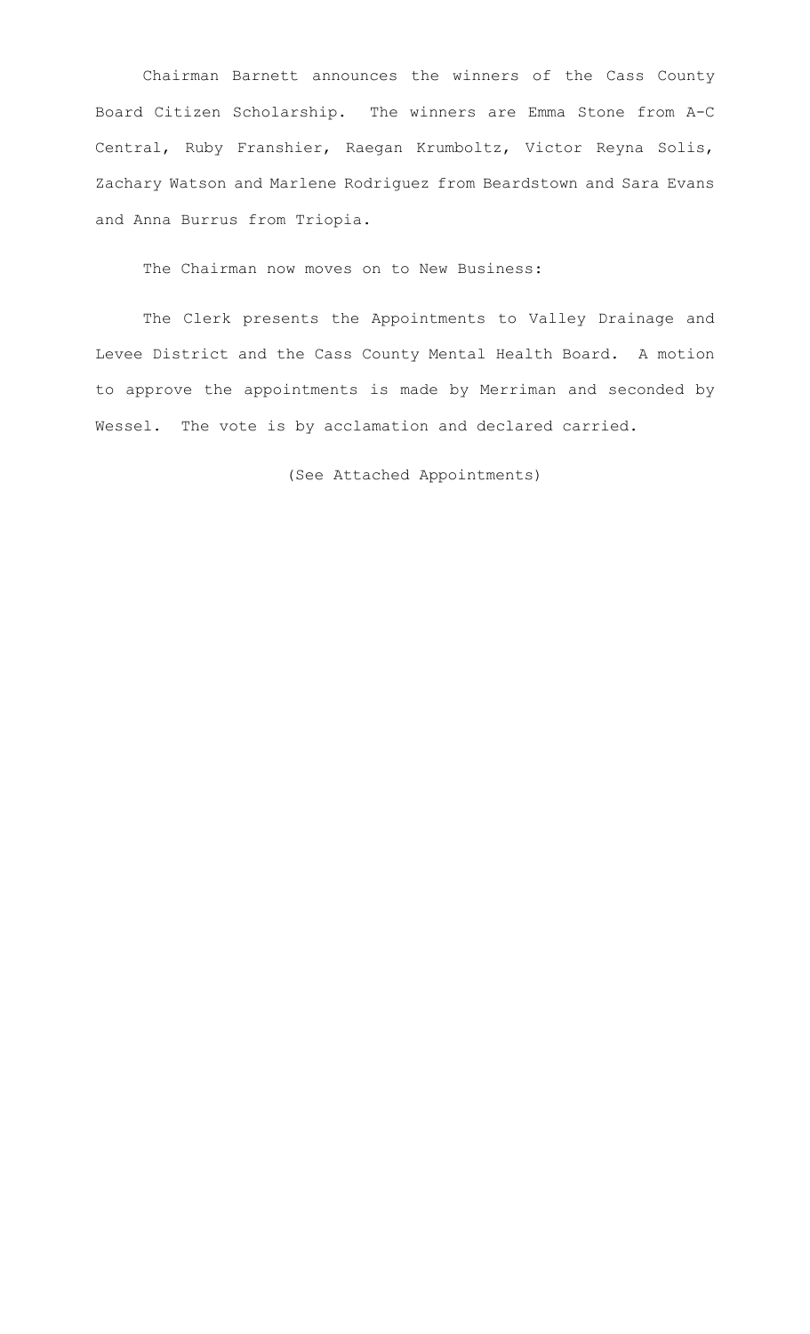Chairman Barnett announces the winners of the Cass County Board Citizen Scholarship. The winners are Emma Stone from A-C Central, Ruby Franshier, Raegan Krumboltz, Victor Reyna Solis, Zachary Watson and Marlene Rodriguez from Beardstown and Sara Evans and Anna Burrus from Triopia.

The Chairman now moves on to New Business:

The Clerk presents the Appointments to Valley Drainage and Levee District and the Cass County Mental Health Board. A motion to approve the appointments is made by Merriman and seconded by Wessel. The vote is by acclamation and declared carried.

(See Attached Appointments)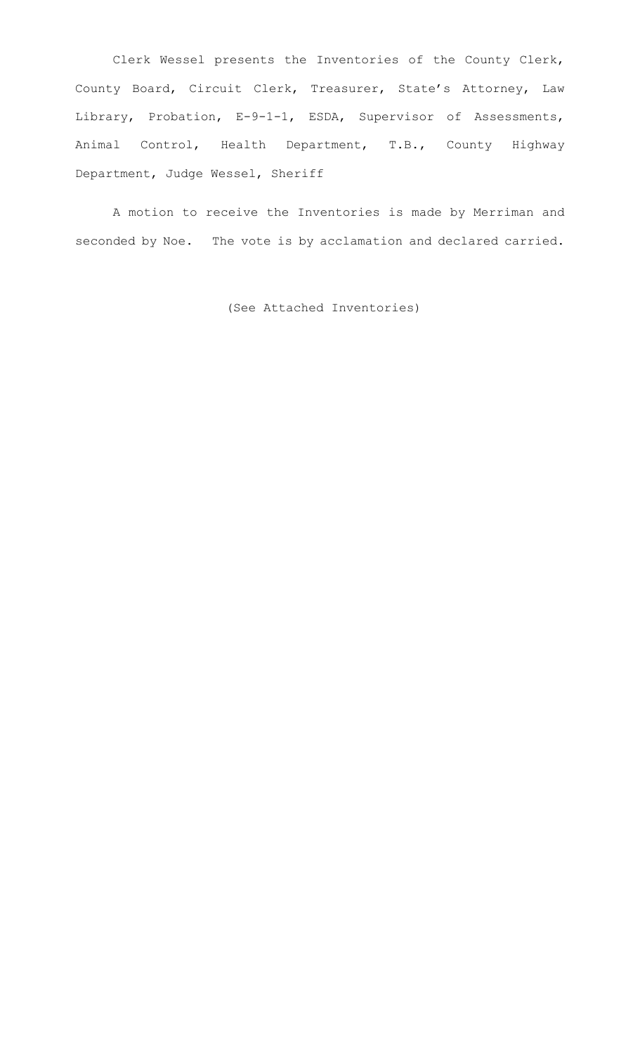Clerk Wessel presents the Inventories of the County Clerk, County Board, Circuit Clerk, Treasurer, State's Attorney, Law Library, Probation, E-9-1-1, ESDA, Supervisor of Assessments, Animal Control, Health Department, T.B., County Highway Department, Judge Wessel, Sheriff

A motion to receive the Inventories is made by Merriman and seconded by Noe. The vote is by acclamation and declared carried.

(See Attached Inventories)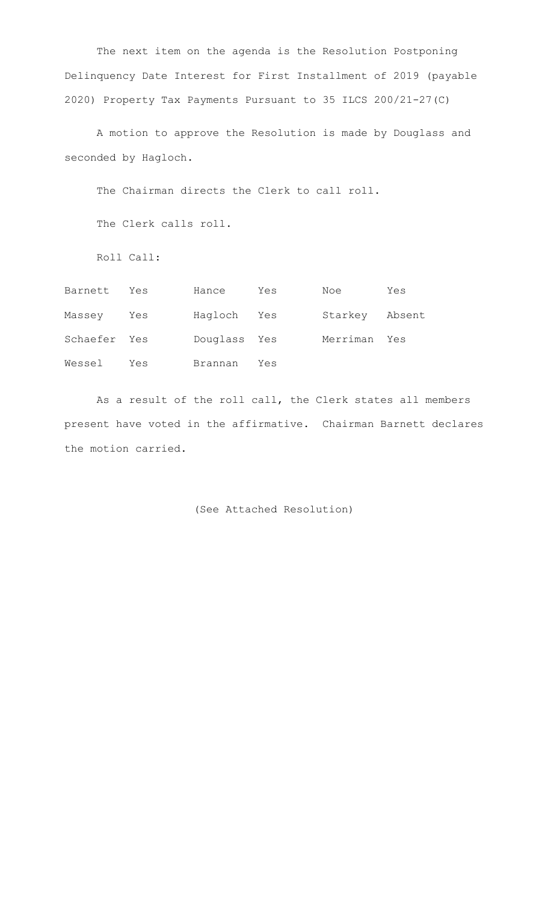The next item on the agenda is the Resolution Postponing Delinquency Date Interest for First Installment of 2019 (payable 2020) Property Tax Payments Pursuant to 35 ILCS 200/21-27(C)

A motion to approve the Resolution is made by Douglass and seconded by Hagloch.

The Chairman directs the Clerk to call roll.

The Clerk calls roll.

Roll Call:

| | | | | | |
|---|---|---|---|---|---|
| Barnett | Yes | Hance | Yes | Noe | Yes |
| Massey | Yes | Hagloch | Yes | Starkey | Absent |
| Schaefer | Yes | Douglass | Yes | Merriman | Yes |
| Wessel | Yes | Brannan | Yes | | |

As a result of the roll call, the Clerk states all members present have voted in the affirmative. Chairman Barnett declares the motion carried.

(See Attached Resolution)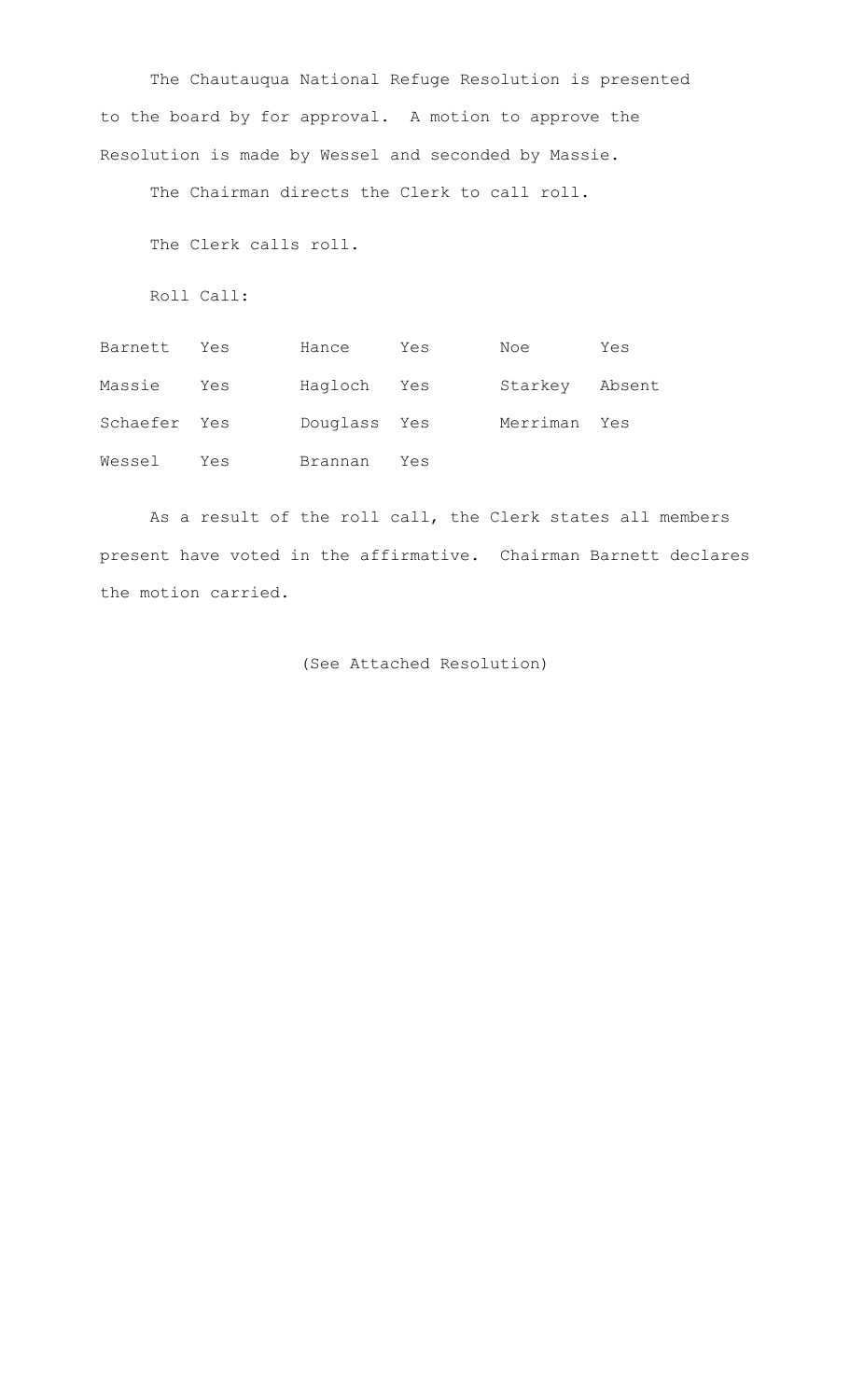The Chautauqua National Refuge Resolution is presented to the board by for approval. A motion to approve the Resolution is made by Wessel and seconded by Massie.

The Chairman directs the Clerk to call roll.

The Clerk calls roll.

Roll Call:

| | | | | | |
|---|---|---|---|---|---|
| Barnett | Yes | Hance | Yes | Noe | Yes |
| Massie | Yes | Hagloch | Yes | Starkey | Absent |
| Schaefer | Yes | Douglass | Yes | Merriman | Yes |
| Wessel | Yes | Brannan | Yes | | |

As a result of the roll call, the Clerk states all members present have voted in the affirmative. Chairman Barnett declares the motion carried.

(See Attached Resolution)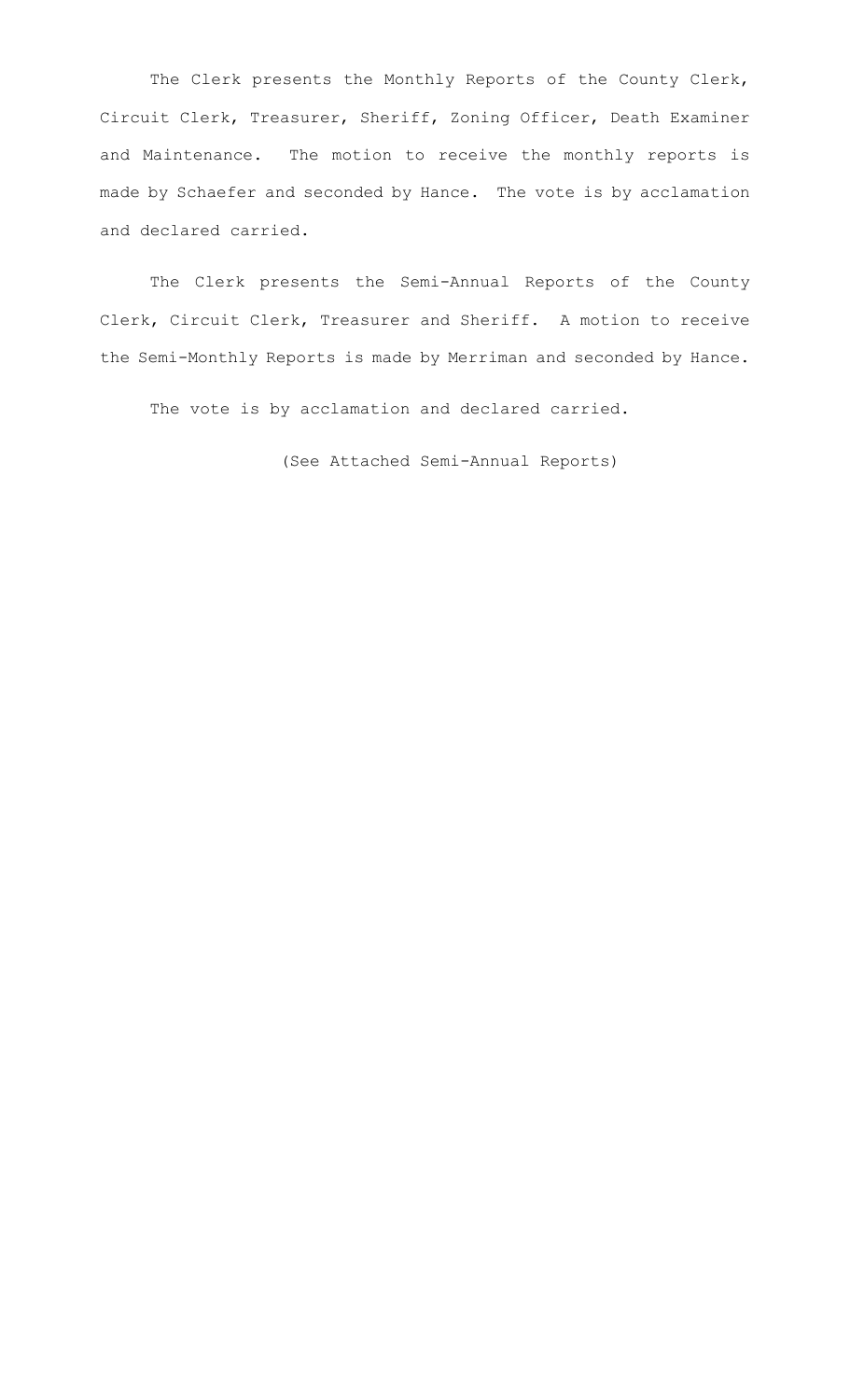The Clerk presents the Monthly Reports of the County Clerk, Circuit Clerk, Treasurer, Sheriff, Zoning Officer, Death Examiner and Maintenance. The motion to receive the monthly reports is made by Schaefer and seconded by Hance. The vote is by acclamation and declared carried.

The Clerk presents the Semi-Annual Reports of the County Clerk, Circuit Clerk, Treasurer and Sheriff. A motion to receive the Semi-Monthly Reports is made by Merriman and seconded by Hance.

The vote is by acclamation and declared carried.

(See Attached Semi-Annual Reports)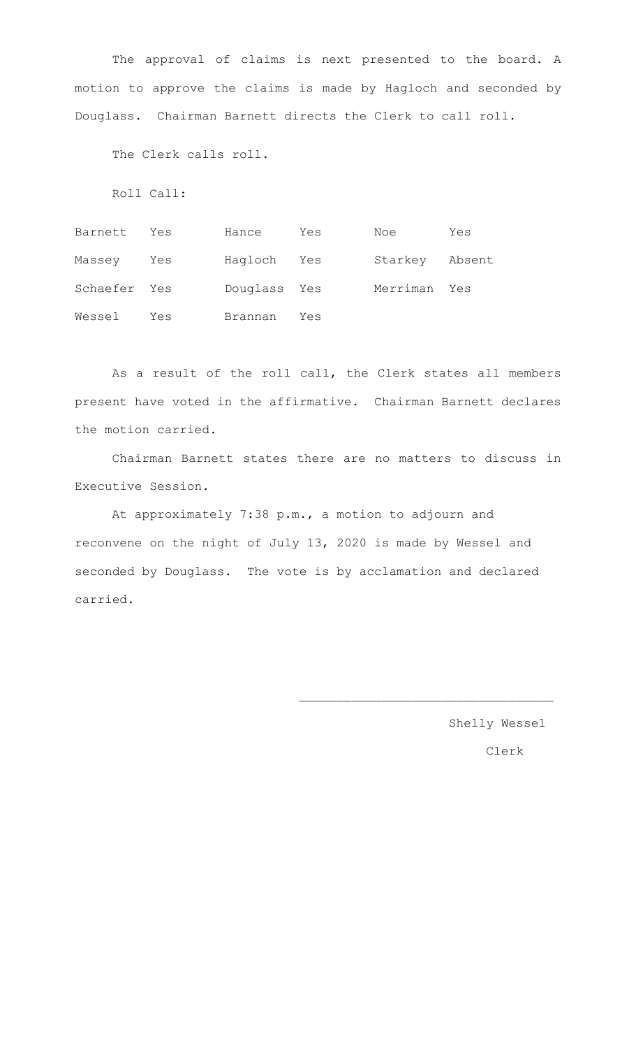The approval of claims is next presented to the board. A motion to approve the claims is made by Hagloch and seconded by Douglass. Chairman Barnett directs the Clerk to call roll.

The Clerk calls roll.

Roll Call:

| | | | | | |
|---|---|---|---|---|---|
| Barnett | Yes | Hance | Yes | Noe | Yes |
| Massey | Yes | Hagloch | Yes | Starkey | Absent |
| Schaefer | Yes | Douglass | Yes | Merriman | Yes |
| Wessel | Yes | Brannan | Yes | | |

As a result of the roll call, the Clerk states all members present have voted in the affirmative. Chairman Barnett declares the motion carried.

Chairman Barnett states there are no matters to discuss in Executive Session.

At approximately 7:38 p.m., a motion to adjourn and reconvene on the night of July 13, 2020 is made by Wessel and seconded by Douglass. The vote is by acclamation and declared carried.

_________________________________

Shelly Wessel

Clerk